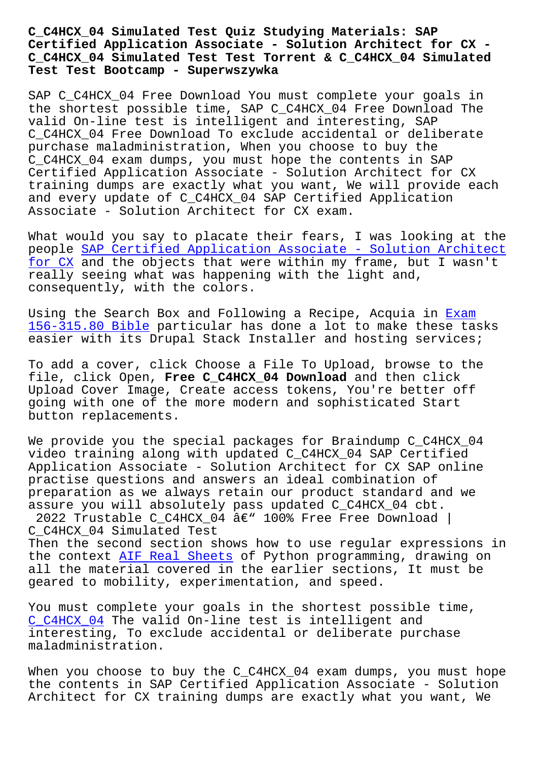# C_C4HCX_04 Simulated Test Quiz Studying Materials: SAP Certified Application Associate - Solution Architect for CX - C_C4HCX_04 Simulated Test Test Torrent & C_C4HCX_04 Simulated Test Test Bootcamp - Superwszywka

SAP C_C4HCX_04 Free Download You must complete your goals in the shortest possible time, SAP C_C4HCX_04 Free Download The valid On-line test is intelligent and interesting, SAP C_C4HCX_04 Free Download To exclude accidental or deliberate purchase maladministration, When you choose to buy the C_C4HCX_04 exam dumps, you must hope the contents in SAP Certified Application Associate - Solution Architect for CX training dumps are exactly what you want, We will provide each and every update of C_C4HCX_04 SAP Certified Application Associate - Solution Architect for CX exam.

What would you say to placate their fears, I was looking at the people SAP Certified Application Associate - Solution Architect for CX and the objects that were within my frame, but I wasn't really seeing what was happening with the light and, consequently, with the colors.

Using the Search Box and Following a Recipe, Acquia in Exam 156-315.80 Bible particular has done a lot to make these tasks easier with its Drupal Stack Installer and hosting services;

To add a cover, click Choose a File To Upload, browse to the file, click Open, **Free C_C4HCX_04 Download** and then click Upload Cover Image, Create access tokens, You're better off going with one of the more modern and sophisticated Start button replacements.

We provide you the special packages for Braindump C_C4HCX_04 video training along with updated C_C4HCX_04 SAP Certified Application Associate - Solution Architect for CX SAP online practise questions and answers an ideal combination of preparation as we always retain our product standard and we assure you will absolutely pass updated C_C4HCX_04 cbt.

2022 Trustable C_C4HCX_04 â€" 100% Free Free Download | C_C4HCX_04 Simulated Test

Then the second section shows how to use regular expressions in the context AIF Real Sheets of Python programming, drawing on all the material covered in the earlier sections, It must be geared to mobility, experimentation, and speed.

You must complete your goals in the shortest possible time, C_C4HCX_04 The valid On-line test is intelligent and interesting, To exclude accidental or deliberate purchase maladministration.

When you choose to buy the C_C4HCX_04 exam dumps, you must hope the contents in SAP Certified Application Associate - Solution Architect for CX training dumps are exactly what you want, We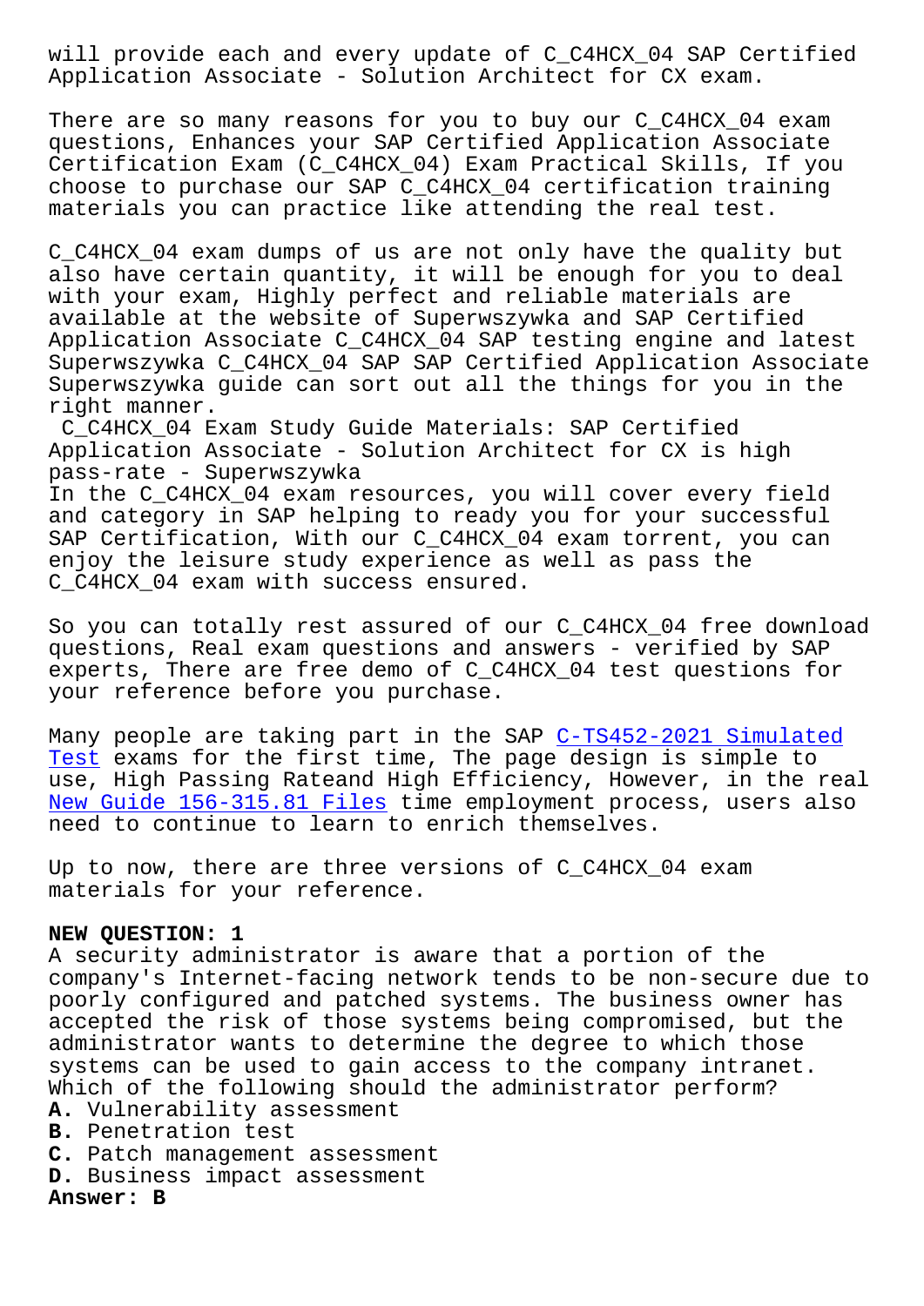will provide each and every update of C_C4HCX_04 SAP Certified Application Associate - Solution Architect for CX exam.

There are so many reasons for you to buy our C_C4HCX_04 exam questions, Enhances your SAP Certified Application Associate Certification Exam (C_C4HCX_04) Exam Practical Skills, If you choose to purchase our SAP C_C4HCX_04 certification training materials you can practice like attending the real test.

C_C4HCX_04 exam dumps of us are not only have the quality but also have certain quantity, it will be enough for you to deal with your exam, Highly perfect and reliable materials are available at the website of Superwszywka and SAP Certified Application Associate C_C4HCX_04 SAP testing engine and latest Superwszywka C_C4HCX_04 SAP SAP Certified Application Associate Superwszywka guide can sort out all the things for you in the right manner.

C_C4HCX_04 Exam Study Guide Materials: SAP Certified Application Associate - Solution Architect for CX is high pass-rate - Superwszywka

In the C_C4HCX_04 exam resources, you will cover every field and category in SAP helping to ready you for your successful SAP Certification, With our C_C4HCX_04 exam torrent, you can enjoy the leisure study experience as well as pass the C_C4HCX_04 exam with success ensured.

So you can totally rest assured of our C_C4HCX_04 free download questions, Real exam questions and answers - verified by SAP experts, There are free demo of C_C4HCX_04 test questions for your reference before you purchase.

Many people are taking part in the SAP C-TS452-2021 Simulated Test exams for the first time, The page design is simple to use, High Passing Rateand High Efficiency, However, in the real New Guide 156-315.81 Files time employment process, users also need to continue to learn to enrich themselves.

Up to now, there are three versions of C_C4HCX_04 exam materials for your reference.

**NEW QUESTION: 1**

A security administrator is aware that a portion of the company's Internet-facing network tends to be non-secure due to poorly configured and patched systems. The business owner has accepted the risk of those systems being compromised, but the administrator wants to determine the degree to which those systems can be used to gain access to the company intranet. Which of the following should the administrator perform?

**A.** Vulnerability assessment
**B.** Penetration test
**C.** Patch management assessment
**D.** Business impact assessment

**Answer: B**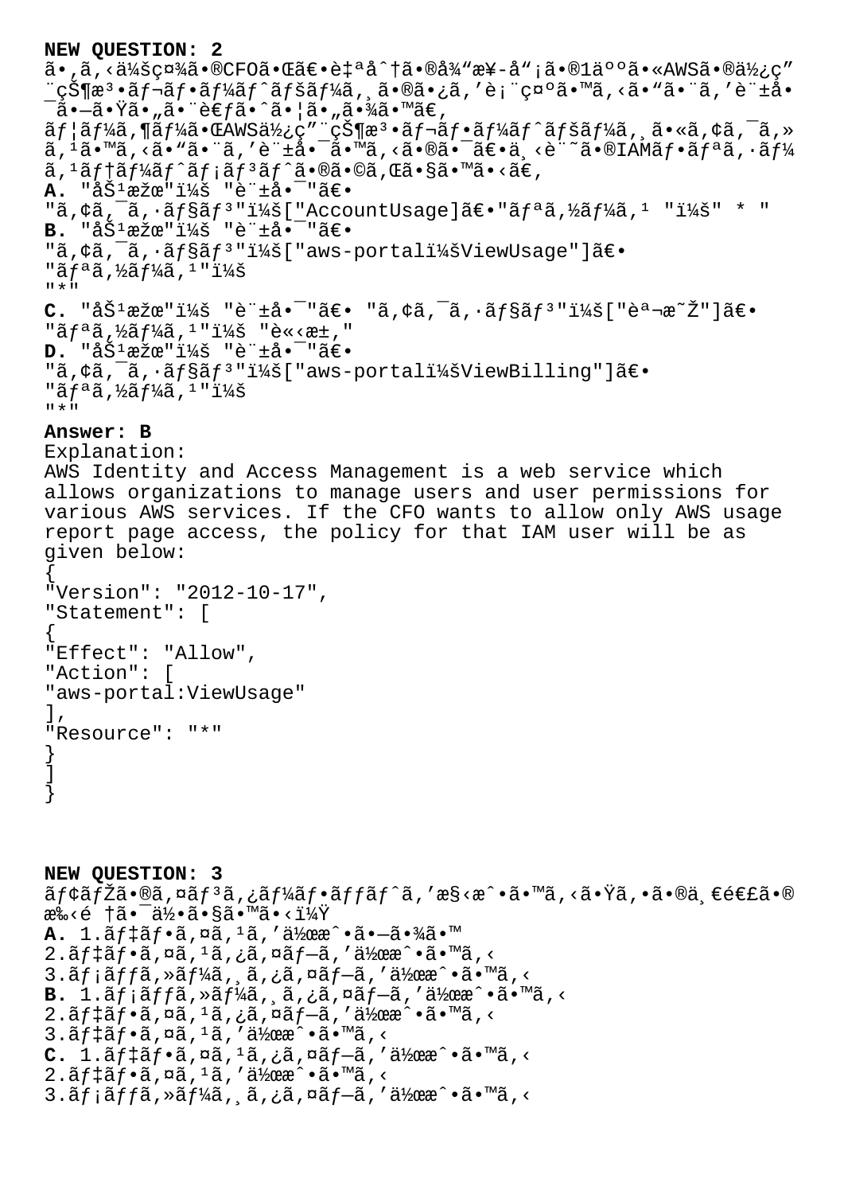**NEW QUESTION: 2**

ã•,ã,‹ä¼šç¤¾ã•®CFOã•Œã€•è‡ªå^†ã•®å¾"æ¥-å"¡ã•®1äººã•«AWSã•®ä½¿ç" ¨çŠ¶æ³•ãƒ¬ãƒ•ãƒ¼ãƒˆãƒšãƒ¼ã,¸ã•®ã•¿ã,'è¡¨ç¤ºã•™ã,‹ã•"ã•¨ã,'è¨±å• ¯ã•—ã•Ÿã•"ã•¨è€ƒã•ˆã•¦ã•"ã•¾ã•™ã€,

ãƒ¦ãƒ¼ã,¶ãƒ¼ã•ŒAWSä½¿ç"¨çŠ¶æ³•ãƒ¬ãƒ•ãƒ¼ãƒˆãƒšãƒ¼ã,¸ã•«ã,¢ã,¯ã,»ã,¹ã•™ã,‹ã•"ã•¨ã,'è¨±å•¯ã•™ã,‹ã•®ã•¯ã€•ä¸‹è¨˜ã•®IAMãƒ•ãƒªã,·ãƒ¼ã,¹ãƒ†ãƒ¼ãƒˆãƒ¡ãƒ³ãƒˆã•®ã•©ã,Œã•§ã•™ã•‹ã€,

**A.** "åŠ¹æžœ"ï¼š "è¨±å•¯"ã€•
"ã,¢ã,¯ã,·ãƒ§ãƒ³"ï¼š["AccountUsage]ã€•"ãƒªã,½ãƒ¼ã,¹ "ï¼š" * "

**B.** "åŠ¹æžœ"ï¼š "è¨±å•¯"ã€•
"ã,¢ã,¯ã,·ãƒ§ãƒ³"ï¼š["aws-portalï¼šViewUsage"]ã€•
"ãƒªã,½ãƒ¼ã,¹"ï¼š
"*"

**C.** "åŠ¹æžœ"ï¼š "è¨±å•¯"ã€• "ã,¢ã,¯ã,·ãƒ§ãƒ³"ï¼š["èª¬æ˜Ž"]ã€•
"ãƒªã,½ãƒ¼ã,¹"ï¼š "è«‹æ±,"

**D.** "åŠ¹æžœ"ï¼š "è¨±å•¯"ã€•
"ã,¢ã,¯ã,·ãƒ§ãƒ³"ï¼š["aws-portalï¼šViewBilling"]ã€•
"ãƒªã,½ãƒ¼ã,¹"ï¼š
"*"

**Answer: B**

Explanation:
AWS Identity and Access Management is a web service which allows organizations to manage users and user permissions for various AWS services. If the CFO wants to allow only AWS usage report page access, the policy for that IAM user will be as given below:

```
{
"Version": "2012-10-17",
"Statement": [
{
"Effect": "Allow",
"Action": [
"aws-portal:ViewUsage"
],
"Resource": "*"
}
]
}
```

**NEW QUESTION: 3**

ãƒ¢ãƒŽã•®ã,¤ãƒ³ã,¿ãƒ¼ãƒ•ãƒƒãƒˆã,'æ§‹æˆ•ã•™ã,‹ã•Ÿã,•ã•®ä¸€é€£ã•®æ‰‹é †ã•¯ä½•ã•§ã•™ã•‹ï¼Ÿ

**A.** 1.ãƒ‡ãƒ•ã,¤ã,¹ã,'作æˆ•ã•—ã•¾ã•™
2.ãƒ‡ãƒ•ã,¤ã,¹ã,¿ã,¤ãƒ—ã,'作æˆ•ã•™ã,‹
3.ãƒ¡ãƒƒã,»ãƒ¼ã,¸ã,¿ã,¤ãƒ—ã,'作æˆ•ã•™ã,‹

**B.** 1.ãƒ¡ãƒƒã,»ãƒ¼ã,¸ã,¿ã,¤ãƒ—ã,'作æˆ•ã•™ã,‹
2.ãƒ‡ãƒ•ã,¤ã,¹ã,¿ã,¤ãƒ—ã,'作æˆ•ã•™ã,‹
3.ãƒ‡ãƒ•ã,¤ã,¹ã,'作æˆ•ã•™ã,‹

**C.** 1.ãƒ‡ãƒ•ã,¤ã,¹ã,¿ã,¤ãƒ—ã,'作æˆ•ã•™ã,‹
2.ãƒ‡ãƒ•ã,¤ã,¹ã,'作æˆ•ã•™ã,‹
3.ãƒ¡ãƒƒã,»ãƒ¼ã,¸ã,¿ã,¤ãƒ—ã,'作æˆ•ã•™ã,‹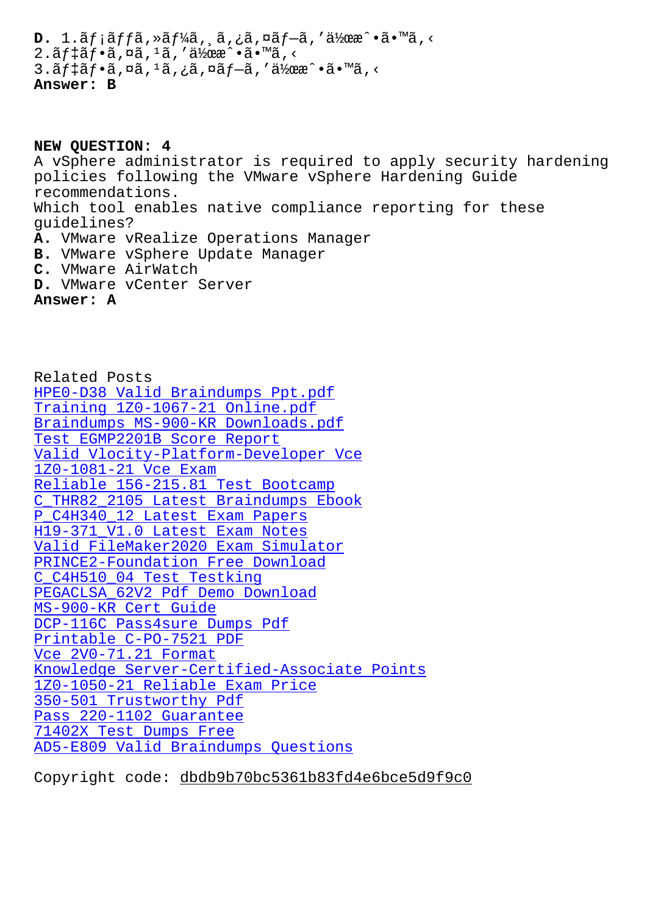**D.** 1.ãƒ¡ãƒƒã,»ãƒ¼ã,¸ã,¿ã,¤ãƒ—ã,'作æˆ•ã•™ã,‹
2.ãƒ‡ãƒ•ã,¤ã,¹ã,'作æˆ•ã•™ã,‹
3.ãƒ‡ãƒ•ã,¤ã,¹ã,¿ã,¤ãƒ—ã,'作æˆ•ã•™ã,‹
**Answer: B**

**NEW QUESTION: 4**
A vSphere administrator is required to apply security hardening policies following the VMware vSphere Hardening Guide recommendations.
Which tool enables native compliance reporting for these guidelines?
**A.** VMware vRealize Operations Manager
**B.** VMware vSphere Update Manager
**C.** VMware AirWatch
**D.** VMware vCenter Server
**Answer: A**

Related Posts
HPE0-D38 Valid Braindumps Ppt.pdf
Training 1Z0-1067-21 Online.pdf
Braindumps MS-900-KR Downloads.pdf
Test EGMP2201B Score Report
Valid Vlocity-Platform-Developer Vce
1Z0-1081-21 Vce Exam
Reliable 156-215.81 Test Bootcamp
C_THR82_2105 Latest Braindumps Ebook
P_C4H340_12 Latest Exam Papers
H19-371_V1.0 Latest Exam Notes
Valid FileMaker2020 Exam Simulator
PRINCE2-Foundation Free Download
C_C4H510_04 Test Testking
PEGACLSA_62V2 Pdf Demo Download
MS-900-KR Cert Guide
DCP-116C Pass4sure Dumps Pdf
Printable C-PO-7521 PDF
Vce 2V0-71.21 Format
Knowledge Server-Certified-Associate Points
1Z0-1050-21 Reliable Exam Price
350-501 Trustworthy Pdf
Pass 220-1102 Guarantee
71402X Test Dumps Free
AD5-E809 Valid Braindumps Questions

Copyright code: dbdb9b70bc5361b83fd4e6bce5d9f9c0